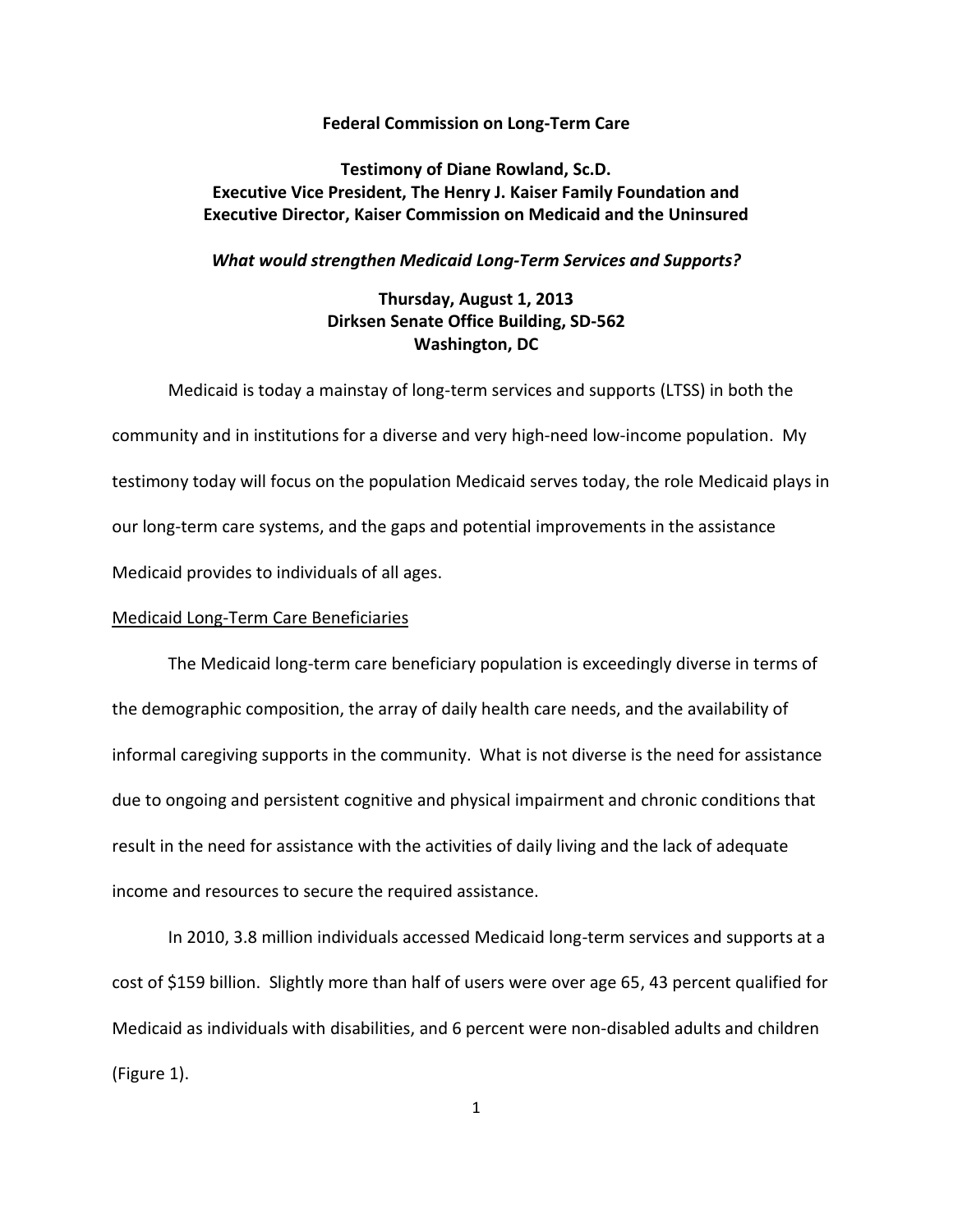**Federal Commission on Long-Term Care**

**Testimony of Diane Rowland, Sc.D.**
**Executive Vice President, The Henry J. Kaiser Family Foundation and**
**Executive Director, Kaiser Commission on Medicaid and the Uninsured**

***What would strengthen Medicaid Long-Term Services and Supports?***

**Thursday, August 1, 2013**
**Dirksen Senate Office Building, SD-562**
**Washington, DC**

Medicaid is today a mainstay of long-term services and supports (LTSS) in both the community and in institutions for a diverse and very high-need low-income population. My testimony today will focus on the population Medicaid serves today, the role Medicaid plays in our long-term care systems, and the gaps and potential improvements in the assistance Medicaid provides to individuals of all ages.

<u>Medicaid Long-Term Care Beneficiaries</u>

The Medicaid long-term care beneficiary population is exceedingly diverse in terms of the demographic composition, the array of daily health care needs, and the availability of informal caregiving supports in the community. What is not diverse is the need for assistance due to ongoing and persistent cognitive and physical impairment and chronic conditions that result in the need for assistance with the activities of daily living and the lack of adequate income and resources to secure the required assistance.

In 2010, 3.8 million individuals accessed Medicaid long-term services and supports at a cost of $159 billion. Slightly more than half of users were over age 65, 43 percent qualified for Medicaid as individuals with disabilities, and 6 percent were non-disabled adults and children (Figure 1).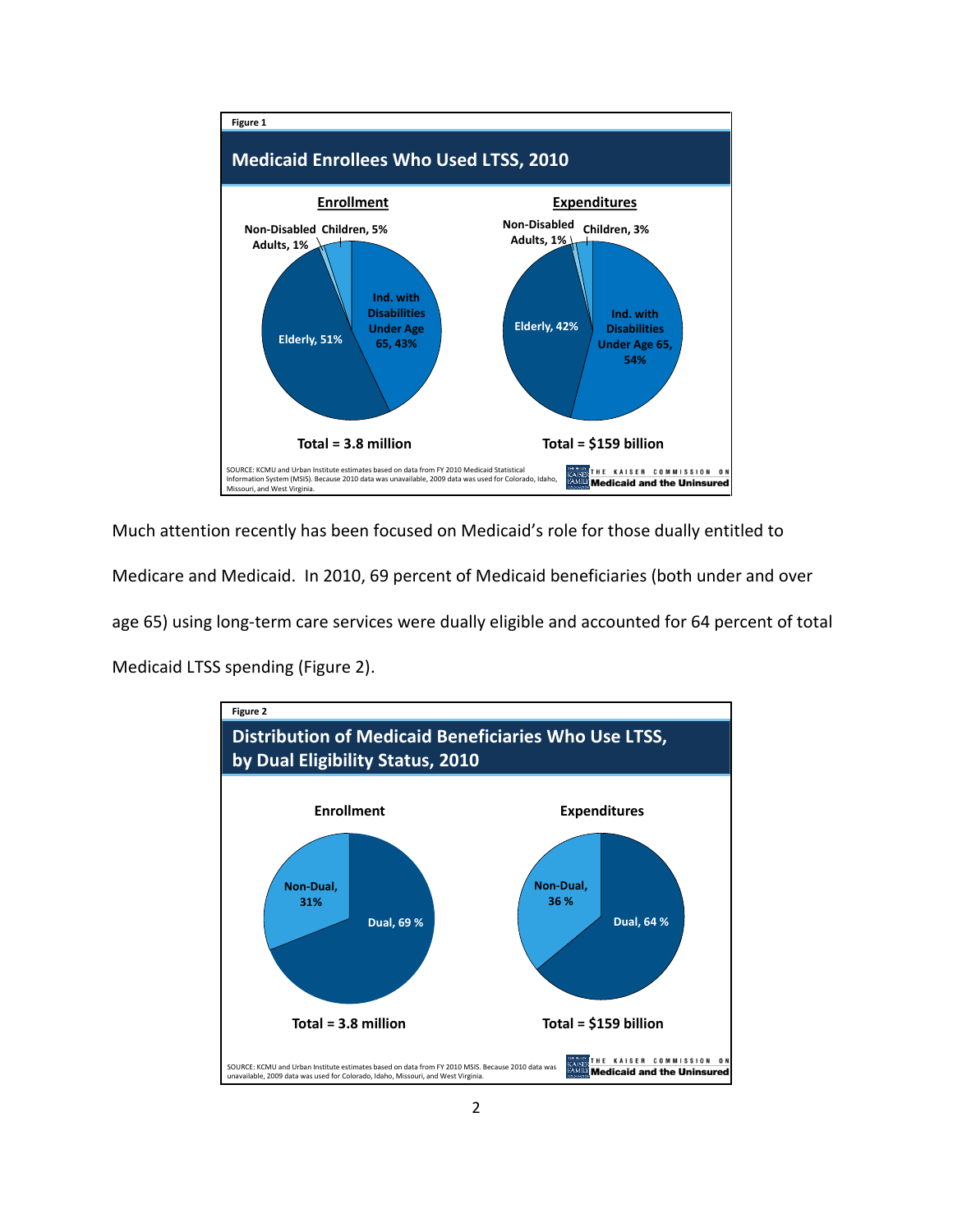Figure 1

**Medicaid Enrollees Who Used LTSS, 2010**

**Enrollment**

- Elderly, 51%
- Ind. with Disabilities Under Age 65, 43%
- Children, 5%
- Non-Disabled Adults, 1%

Total = 3.8 million

**Expenditures**

- Ind. with Disabilities Under Age 65, 54%
- Elderly, 42%
- Children, 3%
- Non-Disabled Adults, 1%

Total = $159 billion

SOURCE: KCMU and Urban Institute estimates based on data from FY 2010 Medicaid Statistical Information System (MSIS). Because 2010 data was unavailable, 2009 data was used for Colorado, Idaho, Missouri, and West Virginia.

THE KAISER COMMISSION ON Medicaid and the Uninsured

Much attention recently has been focused on Medicaid's role for those dually entitled to Medicare and Medicaid. In 2010, 69 percent of Medicaid beneficiaries (both under and over age 65) using long-term care services were dually eligible and accounted for 64 percent of total Medicaid LTSS spending (Figure 2).

Figure 2

**Distribution of Medicaid Beneficiaries Who Use LTSS, by Dual Eligibility Status, 2010**

**Enrollment**

- Dual, 69 %
- Non-Dual, 31%

Total = 3.8 million

**Expenditures**

- Dual, 64 %
- Non-Dual, 36 %

Total = $159 billion

SOURCE: KCMU and Urban Institute estimates based on data from FY 2010 MSIS. Because 2010 data was unavailable, 2009 data was used for Colorado, Idaho, Missouri, and West Virginia.

THE KAISER COMMISSION ON Medicaid and the Uninsured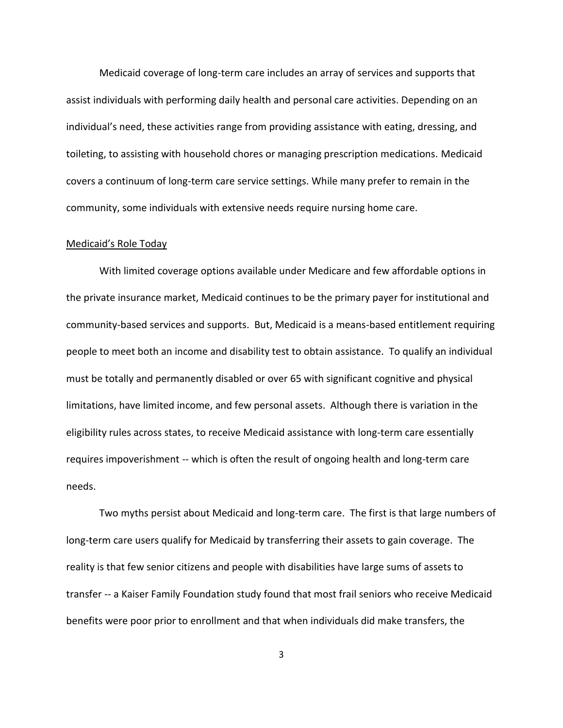Medicaid coverage of long-term care includes an array of services and supports that assist individuals with performing daily health and personal care activities. Depending on an individual's need, these activities range from providing assistance with eating, dressing, and toileting, to assisting with household chores or managing prescription medications. Medicaid covers a continuum of long-term care service settings. While many prefer to remain in the community, some individuals with extensive needs require nursing home care.

<u>Medicaid's Role Today</u>

With limited coverage options available under Medicare and few affordable options in the private insurance market, Medicaid continues to be the primary payer for institutional and community-based services and supports. But, Medicaid is a means-based entitlement requiring people to meet both an income and disability test to obtain assistance. To qualify an individual must be totally and permanently disabled or over 65 with significant cognitive and physical limitations, have limited income, and few personal assets. Although there is variation in the eligibility rules across states, to receive Medicaid assistance with long-term care essentially requires impoverishment -- which is often the result of ongoing health and long-term care needs.

Two myths persist about Medicaid and long-term care. The first is that large numbers of long-term care users qualify for Medicaid by transferring their assets to gain coverage. The reality is that few senior citizens and people with disabilities have large sums of assets to transfer -- a Kaiser Family Foundation study found that most frail seniors who receive Medicaid benefits were poor prior to enrollment and that when individuals did make transfers, the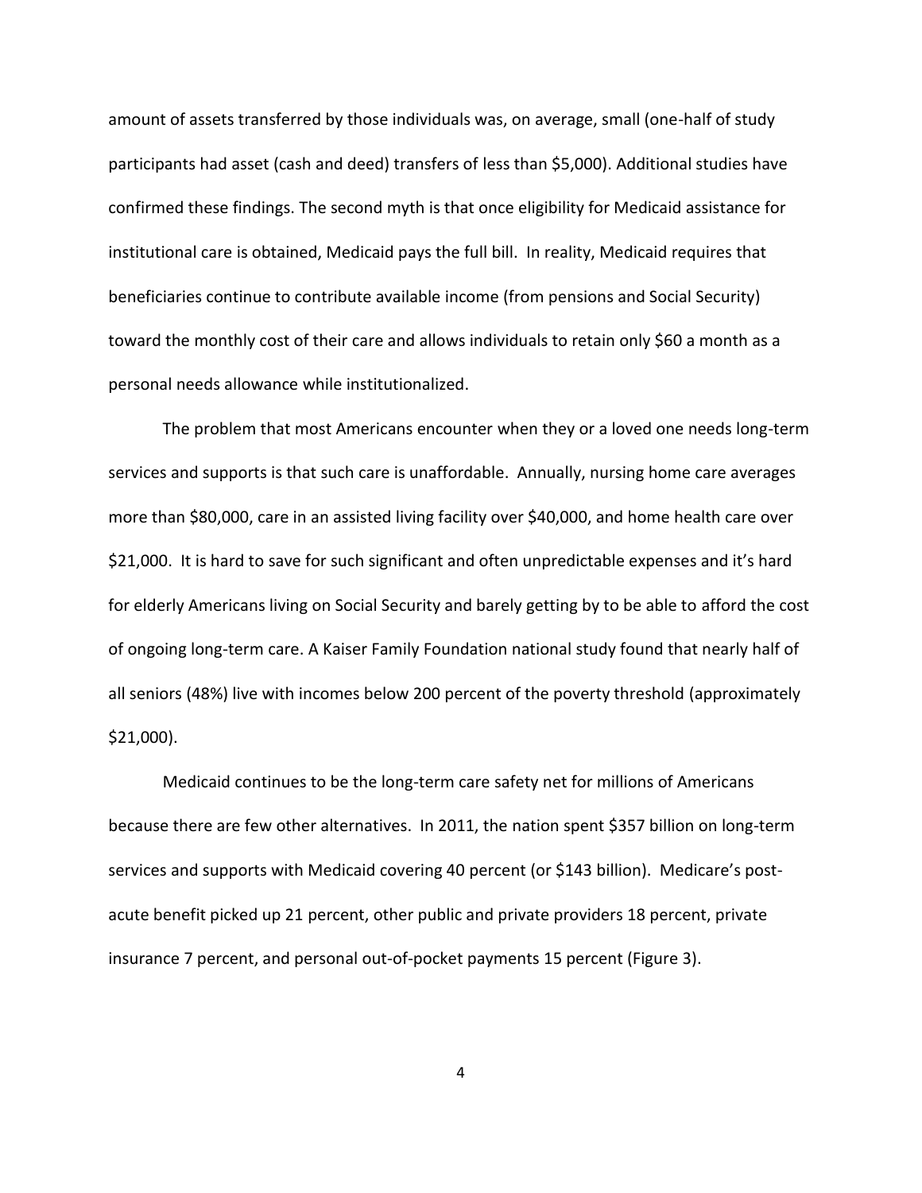amount of assets transferred by those individuals was, on average, small (one-half of study participants had asset (cash and deed) transfers of less than $5,000). Additional studies have confirmed these findings. The second myth is that once eligibility for Medicaid assistance for institutional care is obtained, Medicaid pays the full bill. In reality, Medicaid requires that beneficiaries continue to contribute available income (from pensions and Social Security) toward the monthly cost of their care and allows individuals to retain only $60 a month as a personal needs allowance while institutionalized.

The problem that most Americans encounter when they or a loved one needs long-term services and supports is that such care is unaffordable. Annually, nursing home care averages more than $80,000, care in an assisted living facility over $40,000, and home health care over $21,000. It is hard to save for such significant and often unpredictable expenses and it's hard for elderly Americans living on Social Security and barely getting by to be able to afford the cost of ongoing long-term care. A Kaiser Family Foundation national study found that nearly half of all seniors (48%) live with incomes below 200 percent of the poverty threshold (approximately $21,000).

Medicaid continues to be the long-term care safety net for millions of Americans because there are few other alternatives. In 2011, the nation spent $357 billion on long-term services and supports with Medicaid covering 40 percent (or $143 billion). Medicare's post-acute benefit picked up 21 percent, other public and private providers 18 percent, private insurance 7 percent, and personal out-of-pocket payments 15 percent (Figure 3).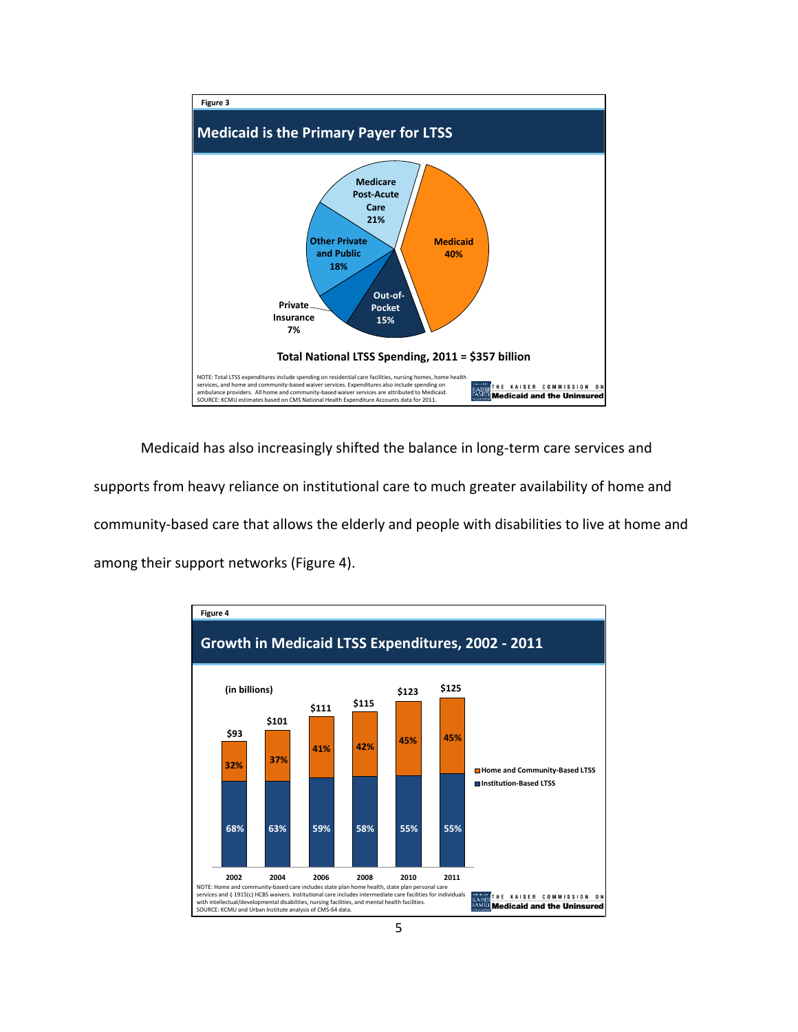Figure 3

**Medicaid is the Primary Payer for LTSS**

| Payer | Share |
| --- | --- |
| Medicaid | 40% |
| Medicare Post-Acute Care | 21% |
| Other Private and Public | 18% |
| Out-of-Pocket | 15% |
| Private Insurance | 7% |

**Total National LTSS Spending, 2011 = $357 billion**

NOTE: Total LTSS expenditures include spending on residential care facilities, nursing homes, home health services, and home and community-based waiver services. Expenditures also include spending on ambulance providers. All home and community-based waiver services are attributed to Medicaid.
SOURCE: KCMU estimates based on CMS National Health Expenditure Accounts data for 2011.

THE KAISER COMMISSION ON Medicaid and the Uninsured

Medicaid has also increasingly shifted the balance in long-term care services and supports from heavy reliance on institutional care to much greater availability of home and community-based care that allows the elderly and people with disabilities to live at home and among their support networks (Figure 4).

Figure 4

**Growth in Medicaid LTSS Expenditures, 2002 - 2011**

(in billions)

| Year | Total | Home and Community-Based LTSS | Institution-Based LTSS |
| --- | --- | --- | --- |
| 2002 | $93 | 32% | 68% |
| 2004 | $101 | 37% | 63% |
| 2006 | $111 | 41% | 59% |
| 2008 | $115 | 42% | 58% |
| 2010 | $123 | 45% | 55% |
| 2011 | $125 | 45% | 55% |

NOTE: Home and community-based care includes state plan home health, state plan personal care services and § 1915(c) HCBS waivers. Institutional care includes intermediate care facilities for individuals with intellectual/developmental disabilities, nursing facilities, and mental health facilities.
SOURCE: KCMU and Urban Institute analysis of CMS-64 data.

THE KAISER COMMISSION ON Medicaid and the Uninsured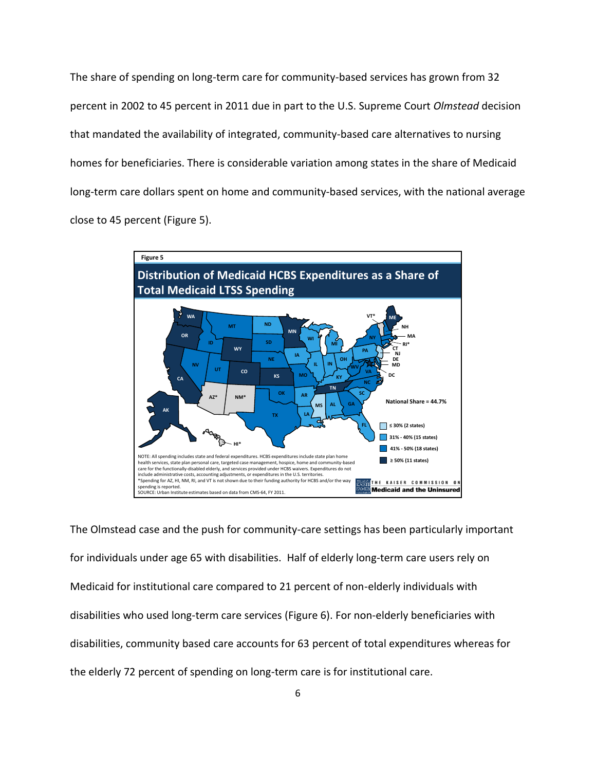The share of spending on long-term care for community-based services has grown from 32 percent in 2002 to 45 percent in 2011 due in part to the U.S. Supreme Court *Olmstead* decision that mandated the availability of integrated, community-based care alternatives to nursing homes for beneficiaries. There is considerable variation among states in the share of Medicaid long-term care dollars spent on home and community-based services, with the national average close to 45 percent (Figure 5).

**Figure 5**

**Distribution of Medicaid HCBS Expenditures as a Share of Total Medicaid LTSS Spending**

National Share = 44.7%

- ≤ 30% (2 states)
- 31% - 40% (15 states)
- 41% - 50% (18 states)
- ≥ 50% (11 states)

NOTE: All spending includes state and federal expenditures. HCBS expenditures include state plan home health services, state plan personal care, targeted case management, hospice, home and community-based care for the functionally-disabled elderly, and services provided under HCBS waivers. Expenditures do not include administrative costs, accounting adjustments, or expenditures in the U.S. territories.
*Spending for AZ, HI, NM, RI, and VT is not shown due to their funding authority for HCBS and/or the way spending is reported.
SOURCE: Urban Institute estimates based on data from CMS-64, FY 2011.

THE KAISER COMMISSION ON Medicaid and the Uninsured

The Olmstead case and the push for community-care settings has been particularly important for individuals under age 65 with disabilities. Half of elderly long-term care users rely on Medicaid for institutional care compared to 21 percent of non-elderly individuals with disabilities who used long-term care services (Figure 6). For non-elderly beneficiaries with disabilities, community based care accounts for 63 percent of total expenditures whereas for the elderly 72 percent of spending on long-term care is for institutional care.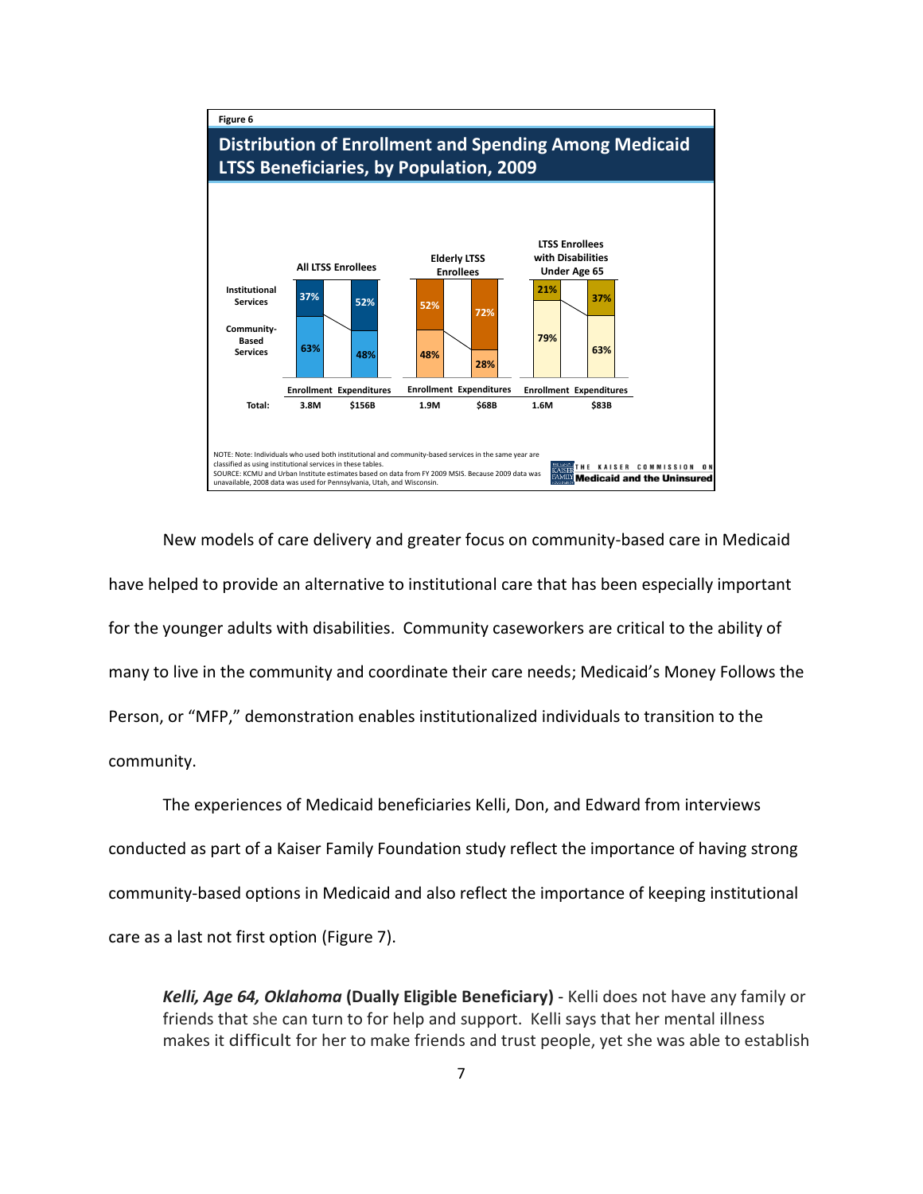Figure 6

## Distribution of Enrollment and Spending Among Medicaid LTSS Beneficiaries, by Population, 2009

| | All LTSS Enrollees | | Elderly LTSS Enrollees | | LTSS Enrollees with Disabilities Under Age 65 | |
|---|---|---|---|---|---|---|
| | Enrollment | Expenditures | Enrollment | Expenditures | Enrollment | Expenditures |
| Institutional Services | 37% | 52% | 52% | 72% | 21% | 37% |
| Community-Based Services | 63% | 48% | 48% | 28% | 79% | 63% |
| Total: | 3.8M | $156B | 1.9M | $68B | 1.6M | $83B |

NOTE: Note: Individuals who used both institutional and community-based services in the same year are classified as using institutional services in these tables.
SOURCE: KCMU and Urban Institute estimates based on data from FY 2009 MSIS. Because 2009 data was unavailable, 2008 data was used for Pennsylvania, Utah, and Wisconsin.

THE KAISER COMMISSION ON Medicaid and the Uninsured

New models of care delivery and greater focus on community-based care in Medicaid have helped to provide an alternative to institutional care that has been especially important for the younger adults with disabilities. Community caseworkers are critical to the ability of many to live in the community and coordinate their care needs; Medicaid's Money Follows the Person, or "MFP," demonstration enables institutionalized individuals to transition to the community.

The experiences of Medicaid beneficiaries Kelli, Don, and Edward from interviews conducted as part of a Kaiser Family Foundation study reflect the importance of having strong community-based options in Medicaid and also reflect the importance of keeping institutional care as a last not first option (Figure 7).

> ***Kelli, Age 64, Oklahoma* (Dually Eligible Beneficiary)** - Kelli does not have any family or friends that she can turn to for help and support. Kelli says that her mental illness makes it difficult for her to make friends and trust people, yet she was able to establish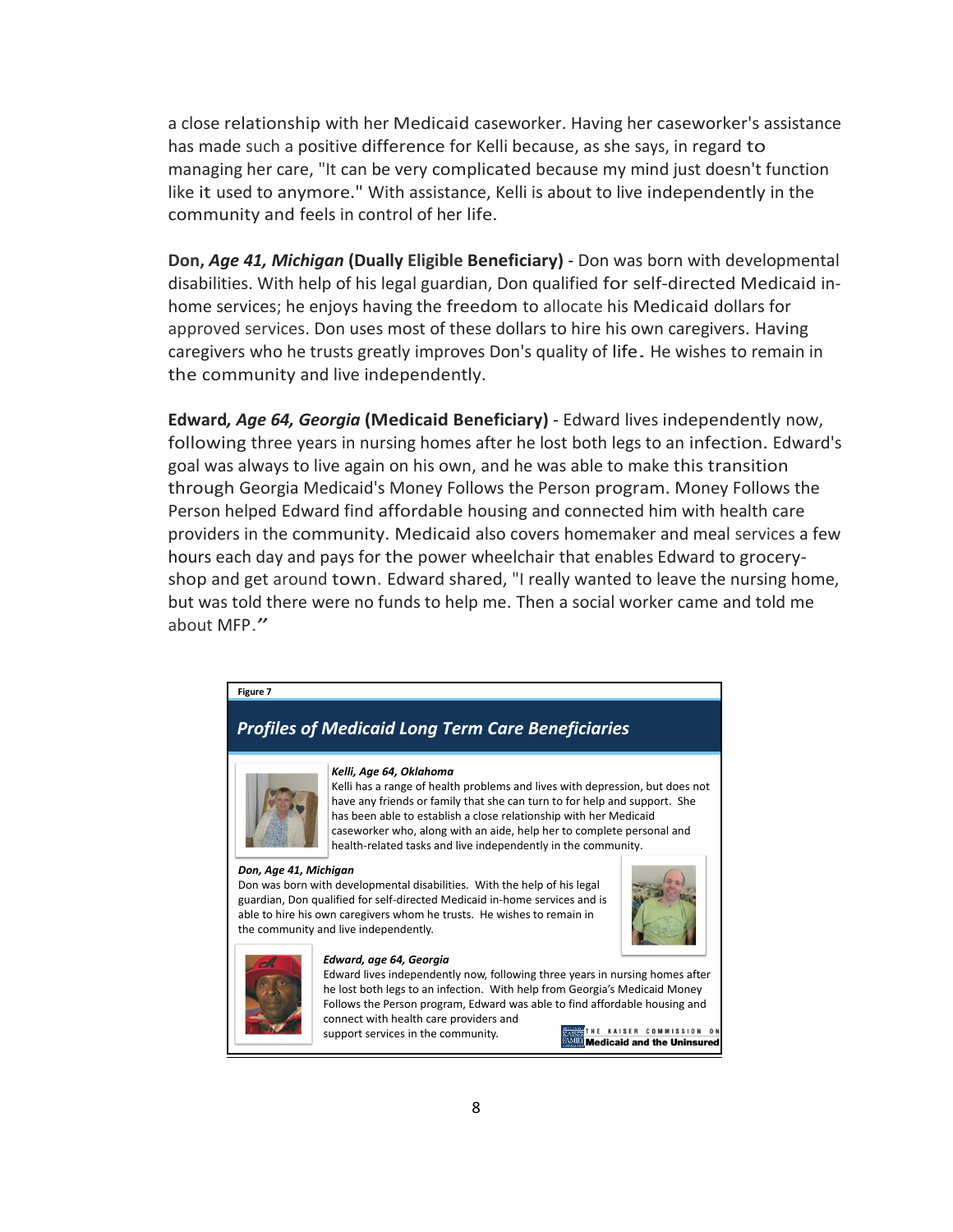a close relationship with her Medicaid caseworker. Having her caseworker's assistance has made such a positive difference for Kelli because, as she says, in regard to managing her care, "It can be very complicated because my mind just doesn't function like it used to anymore." With assistance, Kelli is about to live independently in the community and feels in control of her life.

**Don, *Age 41, Michigan* (Dually Eligible Beneficiary)** - Don was born with developmental disabilities. With help of his legal guardian, Don qualified for self-directed Medicaid in-home services; he enjoys having the freedom to allocate his Medicaid dollars for approved services. Don uses most of these dollars to hire his own caregivers. Having caregivers who he trusts greatly improves Don's quality of life. He wishes to remain in the community and live independently.

**Edward*, Age 64, Georgia* (Medicaid Beneficiary)** - Edward lives independently now, following three years in nursing homes after he lost both legs to an infection. Edward's goal was always to live again on his own, and he was able to make this transition through Georgia Medicaid's Money Follows the Person program. Money Follows the Person helped Edward find affordable housing and connected him with health care providers in the community. Medicaid also covers homemaker and meal services a few hours each day and pays for the power wheelchair that enables Edward to grocery-shop and get around town. Edward shared, "I really wanted to leave the nursing home, but was told there were no funds to help me. Then a social worker came and told me about MFP."

**Figure 7**

## *Profiles of Medicaid Long Term Care Beneficiaries*

***Kelli, Age 64, Oklahoma***
Kelli has a range of health problems and lives with depression, but does not have any friends or family that she can turn to for help and support. She has been able to establish a close relationship with her Medicaid caseworker who, along with an aide, help her to complete personal and health-related tasks and live independently in the community.

***Don, Age 41, Michigan***
Don was born with developmental disabilities. With the help of his legal guardian, Don qualified for self-directed Medicaid in-home services and is able to hire his own caregivers whom he trusts. He wishes to remain in the community and live independently.

***Edward, age 64, Georgia***
Edward lives independently now, following three years in nursing homes after he lost both legs to an infection. With help from Georgia's Medicaid Money Follows the Person program, Edward was able to find affordable housing and connect with health care providers and support services in the community.

THE KAISER COMMISSION ON **Medicaid and the Uninsured**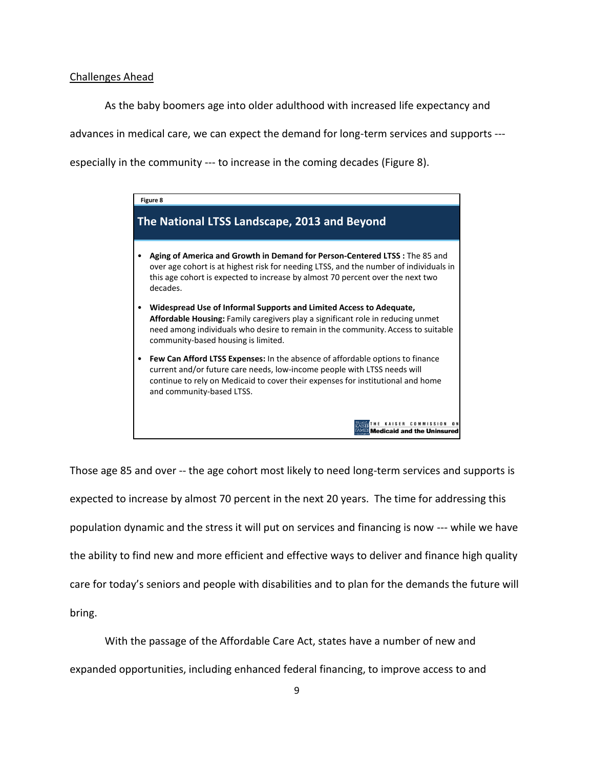Challenges Ahead

As the baby boomers age into older adulthood with increased life expectancy and advances in medical care, we can expect the demand for long-term services and supports --- especially in the community --- to increase in the coming decades (Figure 8).

**Figure 8**

## The National LTSS Landscape, 2013 and Beyond

- **Aging of America and Growth in Demand for Person-Centered LTSS :** The 85 and over age cohort is at highest risk for needing LTSS, and the number of individuals in this age cohort is expected to increase by almost 70 percent over the next two decades.
- **Widespread Use of Informal Supports and Limited Access to Adequate, Affordable Housing:** Family caregivers play a significant role in reducing unmet need among individuals who desire to remain in the community. Access to suitable community-based housing is limited.
- **Few Can Afford LTSS Expenses:** In the absence of affordable options to finance current and/or future care needs, low-income people with LTSS needs will continue to rely on Medicaid to cover their expenses for institutional and home and community-based LTSS.

THE KAISER COMMISSION ON **Medicaid and the Uninsured**

Those age 85 and over -- the age cohort most likely to need long-term services and supports is expected to increase by almost 70 percent in the next 20 years. The time for addressing this population dynamic and the stress it will put on services and financing is now --- while we have the ability to find new and more efficient and effective ways to deliver and finance high quality care for today's seniors and people with disabilities and to plan for the demands the future will bring.

With the passage of the Affordable Care Act, states have a number of new and expanded opportunities, including enhanced federal financing, to improve access to and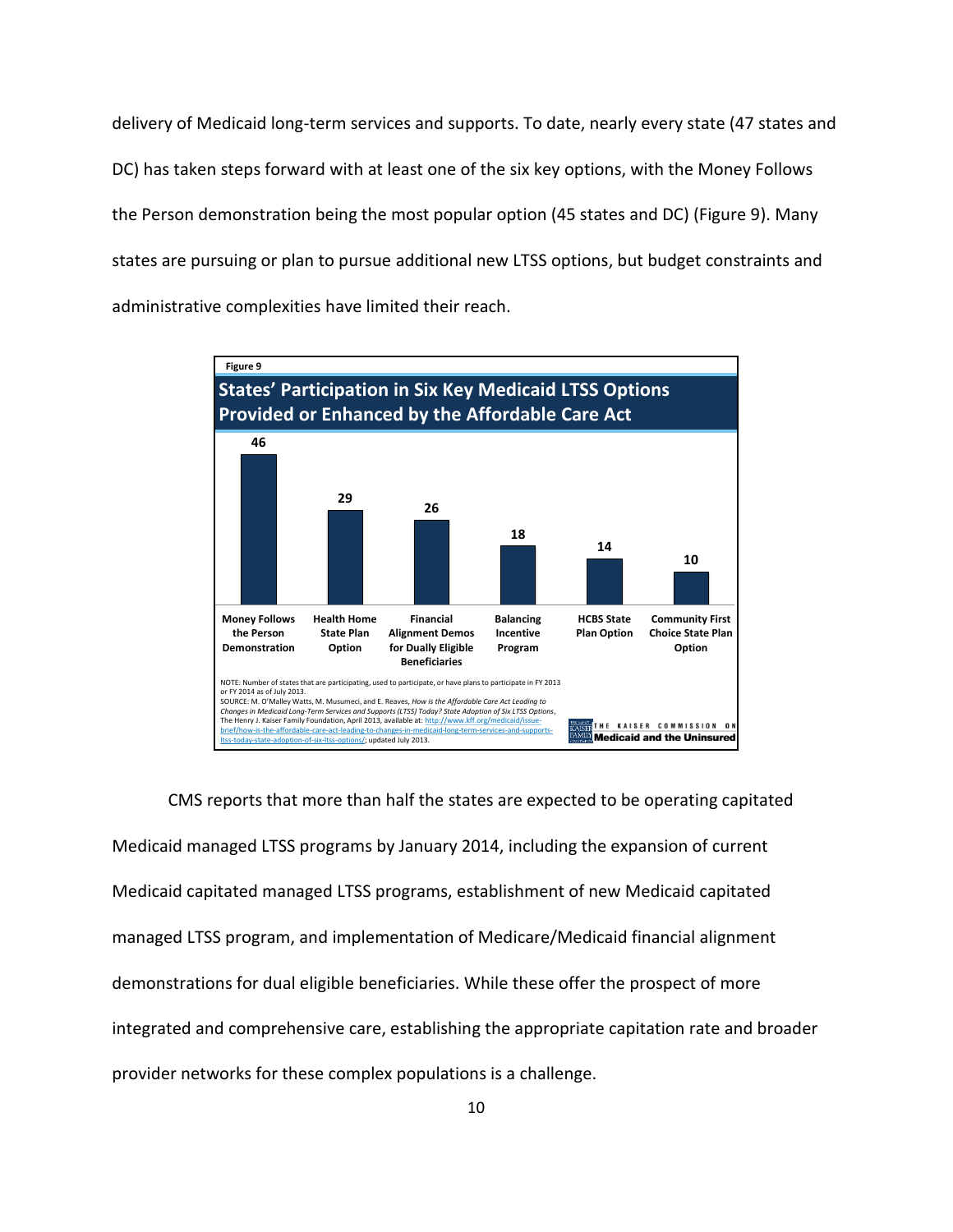delivery of Medicaid long-term services and supports. To date, nearly every state (47 states and DC) has taken steps forward with at least one of the six key options, with the Money Follows the Person demonstration being the most popular option (45 states and DC) (Figure 9). Many states are pursuing or plan to pursue additional new LTSS options, but budget constraints and administrative complexities have limited their reach.

**Figure 9**

**States' Participation in Six Key Medicaid LTSS Options Provided or Enhanced by the Affordable Care Act**

| Option | Number of States |
|---|---|
| Money Follows the Person Demonstration | 46 |
| Health Home State Plan Option | 29 |
| Financial Alignment Demos for Dually Eligible Beneficiaries | 26 |
| Balancing Incentive Program | 18 |
| HCBS State Plan Option | 14 |
| Community First Choice State Plan Option | 10 |

NOTE: Number of states that are participating, used to participate, or have plans to participate in FY 2013 or FY 2014 as of July 2013.
SOURCE: M. O'Malley Watts, M. Musumeci, and E. Reaves, *How is the Affordable Care Act Leading to Changes in Medicaid Long-Term Services and Supports (LTSS) Today? State Adoption of Six LTSS Options*, The Henry J. Kaiser Family Foundation, April 2013, available at: http://www.kff.org/medicaid/issue-brief/how-is-the-affordable-care-act-leading-to-changes-in-medicaid-long-term-services-and-supports-ltss-today-state-adoption-of-six-ltss-options/; updated July 2013.

THE KAISER COMMISSION ON Medicaid and the Uninsured

CMS reports that more than half the states are expected to be operating capitated Medicaid managed LTSS programs by January 2014, including the expansion of current Medicaid capitated managed LTSS programs, establishment of new Medicaid capitated managed LTSS program, and implementation of Medicare/Medicaid financial alignment demonstrations for dual eligible beneficiaries. While these offer the prospect of more integrated and comprehensive care, establishing the appropriate capitation rate and broader provider networks for these complex populations is a challenge.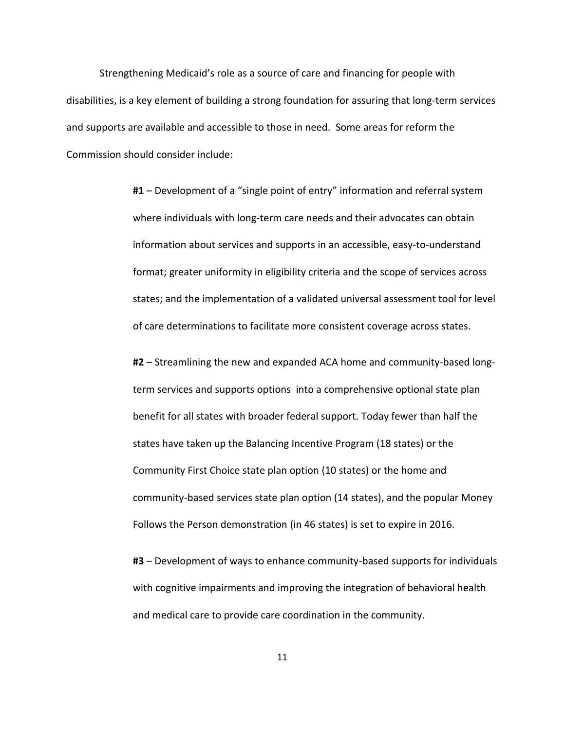Strengthening Medicaid's role as a source of care and financing for people with disabilities, is a key element of building a strong foundation for assuring that long-term services and supports are available and accessible to those in need. Some areas for reform the Commission should consider include:

> **#1** – Development of a "single point of entry" information and referral system where individuals with long-term care needs and their advocates can obtain information about services and supports in an accessible, easy-to-understand format; greater uniformity in eligibility criteria and the scope of services across states; and the implementation of a validated universal assessment tool for level of care determinations to facilitate more consistent coverage across states.
>
> **#2** – Streamlining the new and expanded ACA home and community-based long-term services and supports options into a comprehensive optional state plan benefit for all states with broader federal support. Today fewer than half the states have taken up the Balancing Incentive Program (18 states) or the Community First Choice state plan option (10 states) or the home and community-based services state plan option (14 states), and the popular Money Follows the Person demonstration (in 46 states) is set to expire in 2016.
>
> **#3** – Development of ways to enhance community-based supports for individuals with cognitive impairments and improving the integration of behavioral health and medical care to provide care coordination in the community.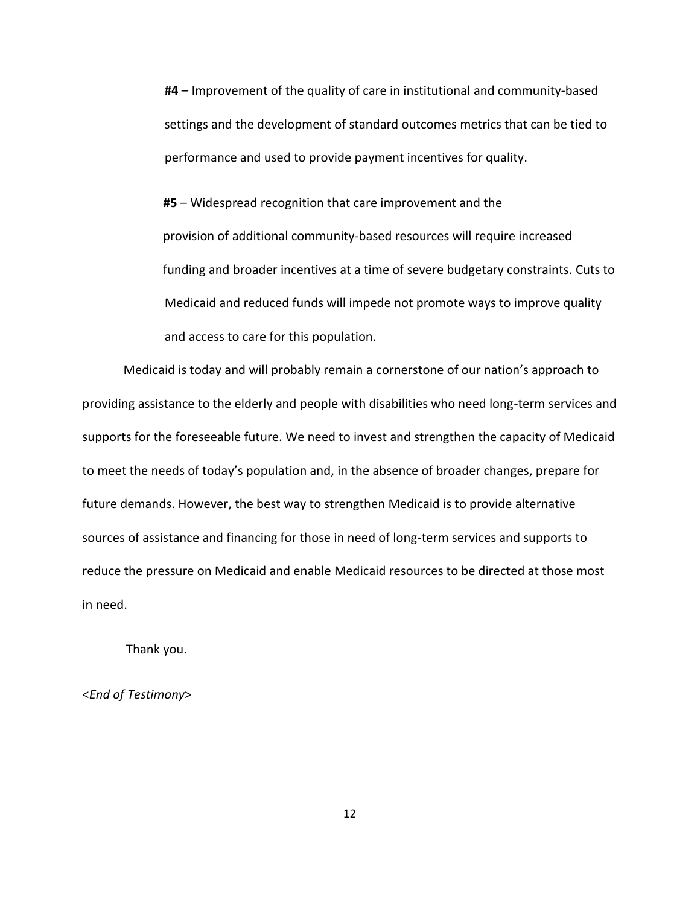**#4** – Improvement of the quality of care in institutional and community-based settings and the development of standard outcomes metrics that can be tied to performance and used to provide payment incentives for quality.

**#5** – Widespread recognition that care improvement and the provision of additional community-based resources will require increased funding and broader incentives at a time of severe budgetary constraints. Cuts to Medicaid and reduced funds will impede not promote ways to improve quality and access to care for this population.

Medicaid is today and will probably remain a cornerstone of our nation's approach to providing assistance to the elderly and people with disabilities who need long-term services and supports for the foreseeable future. We need to invest and strengthen the capacity of Medicaid to meet the needs of today's population and, in the absence of broader changes, prepare for future demands. However, the best way to strengthen Medicaid is to provide alternative sources of assistance and financing for those in need of long-term services and supports to reduce the pressure on Medicaid and enable Medicaid resources to be directed at those most in need.

Thank you.

<*End of Testimony*>